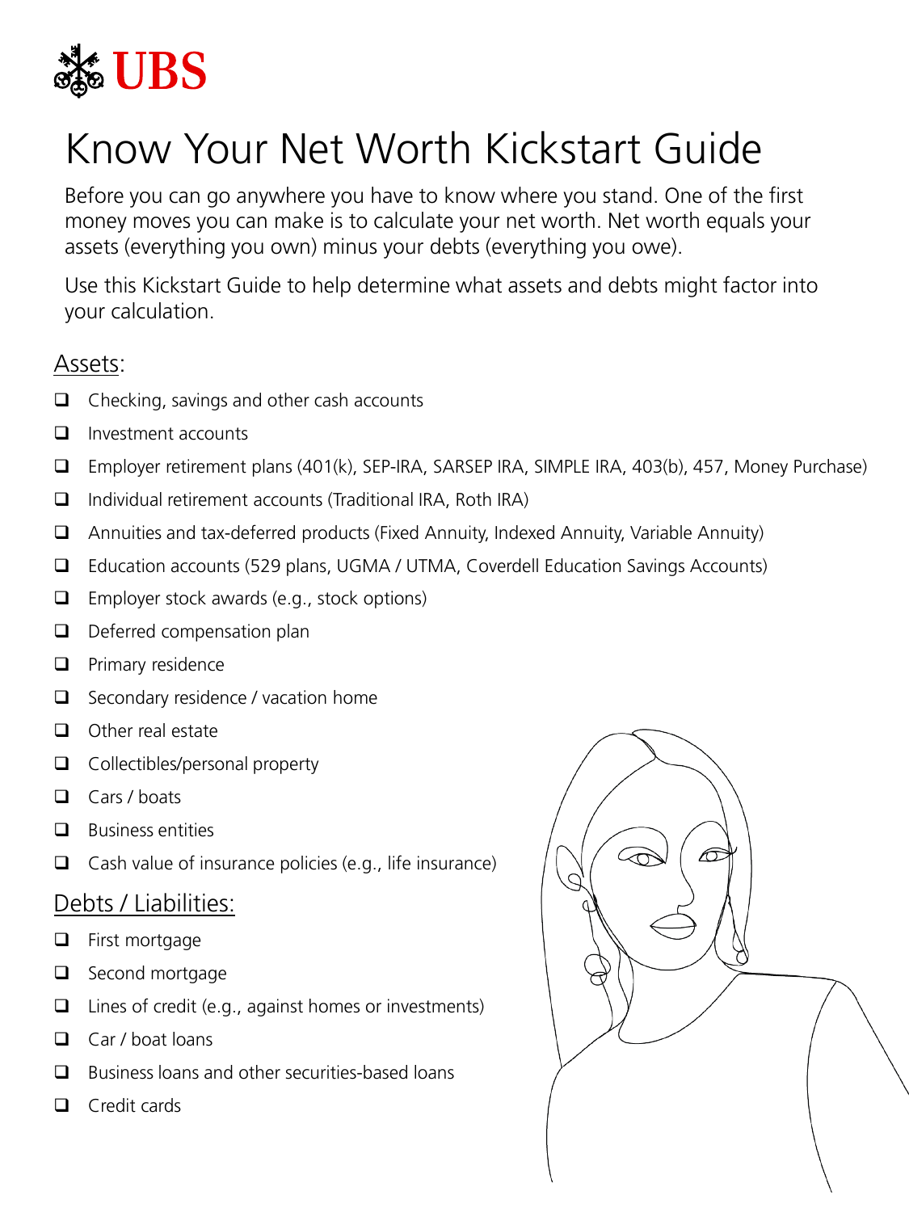UBS

# Know Your Net Worth Kickstart Guide

Before you can go anywhere you have to know where you stand. One of the first money moves you can make is to calculate your net worth. Net worth equals your assets (everything you own) minus your debts (everything you owe).

Use this Kickstart Guide to help determine what assets and debts might factor into your calculation.

## Assets:

- [ ] Checking, savings and other cash accounts
- [ ] Investment accounts
- [ ] Employer retirement plans (401(k), SEP-IRA, SARSEP IRA, SIMPLE IRA, 403(b), 457, Money Purchase)
- [ ] Individual retirement accounts (Traditional IRA, Roth IRA)
- [ ] Annuities and tax-deferred products (Fixed Annuity, Indexed Annuity, Variable Annuity)
- [ ] Education accounts (529 plans, UGMA / UTMA, Coverdell Education Savings Accounts)
- [ ] Employer stock awards (e.g., stock options)
- [ ] Deferred compensation plan
- [ ] Primary residence
- [ ] Secondary residence / vacation home
- [ ] Other real estate
- [ ] Collectibles/personal property
- [ ] Cars / boats
- [ ] Business entities
- [ ] Cash value of insurance policies (e.g., life insurance)

## Debts / Liabilities:

- [ ] First mortgage
- [ ] Second mortgage
- [ ] Lines of credit (e.g., against homes or investments)
- [ ] Car / boat loans
- [ ] Business loans and other securities-based loans
- [ ] Credit cards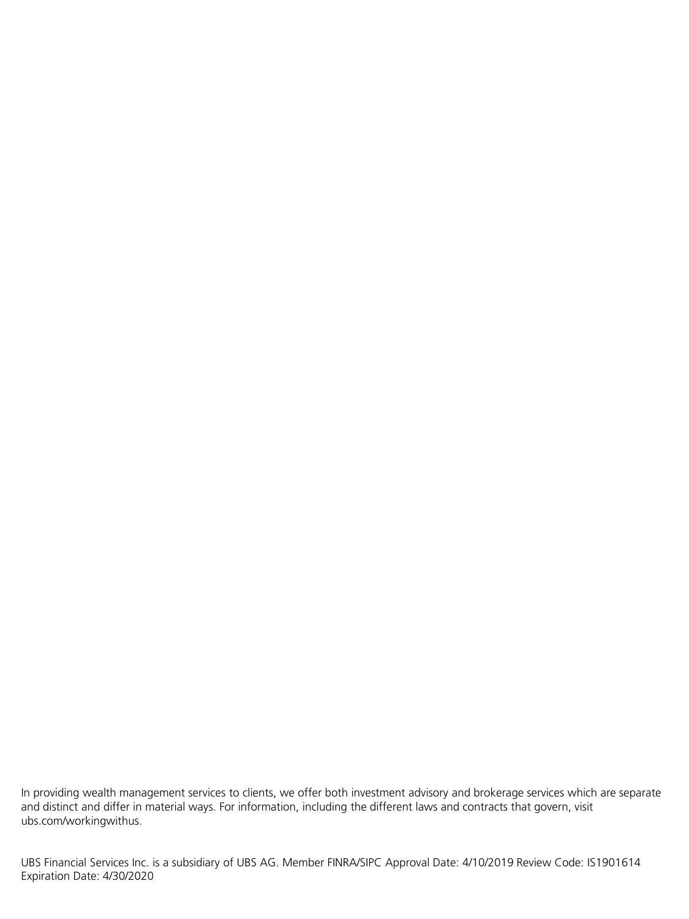In providing wealth management services to clients, we offer both investment advisory and brokerage services which are separate and distinct and differ in material ways. For information, including the different laws and contracts that govern, visit ubs.com/workingwithus.

UBS Financial Services Inc. is a subsidiary of UBS AG. Member FINRA/SIPC Approval Date: 4/10/2019 Review Code: IS1901614 Expiration Date: 4/30/2020